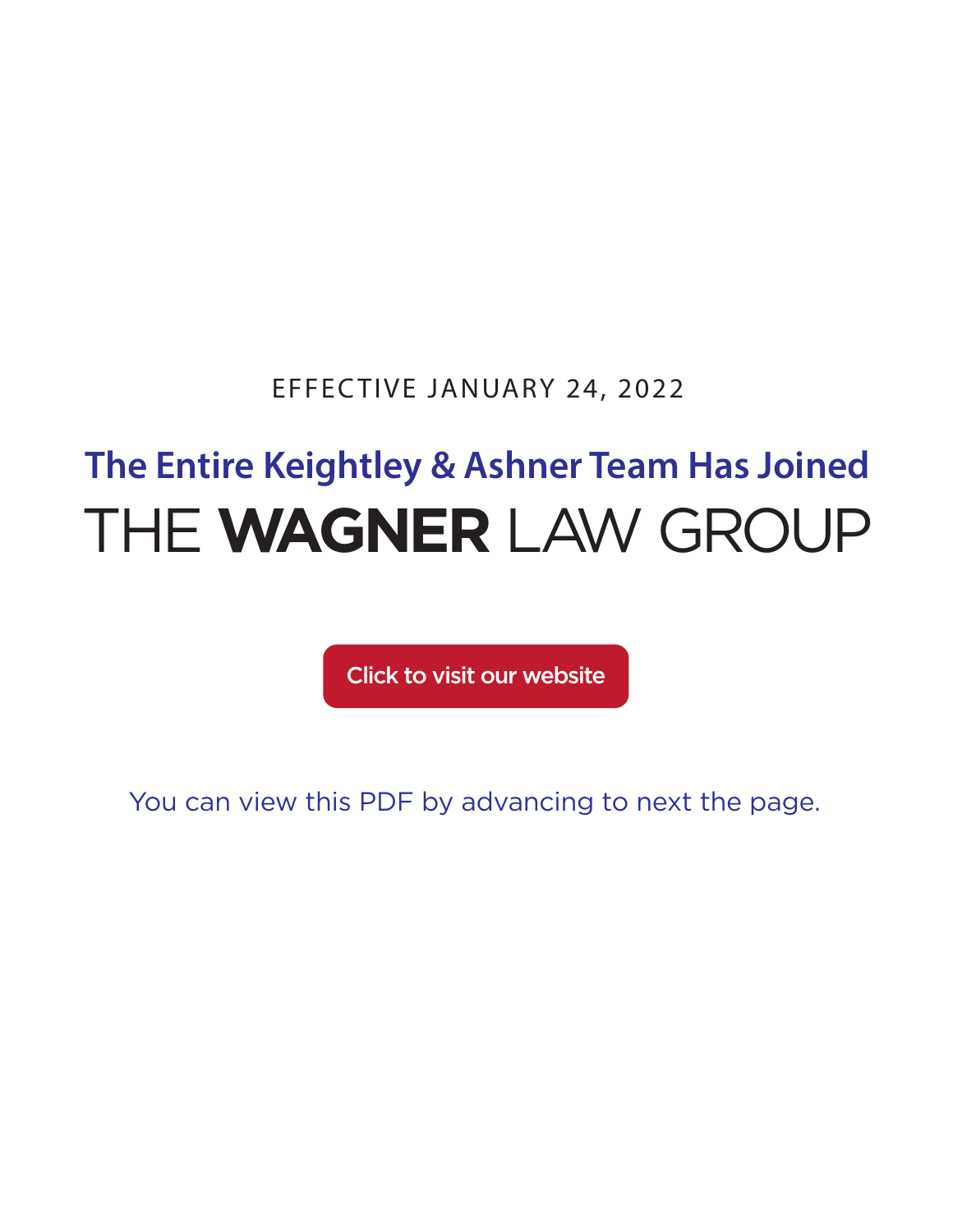EFFECTIVE JANUARY 24, 2022

# The Entire Keightley & Ashner Team Has Joined

# THE **WAGNER** LAW GROUP

Click to visit our website

You can view this PDF by advancing to next the page.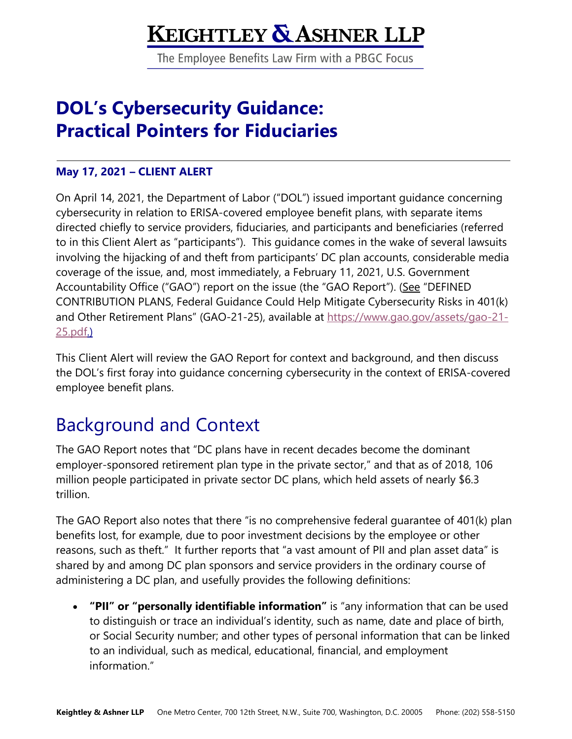# KEIGHTLEY & ASHNER LLP

The Employee Benefits Law Firm with a PBGC Focus

# DOL's Cybersecurity Guidance: Practical Pointers for Fiduciaries

**May 17, 2021 – CLIENT ALERT**

On April 14, 2021, the Department of Labor ("DOL") issued important guidance concerning cybersecurity in relation to ERISA-covered employee benefit plans, with separate items directed chiefly to service providers, fiduciaries, and participants and beneficiaries (referred to in this Client Alert as "participants"). This guidance comes in the wake of several lawsuits involving the hijacking of and theft from participants' DC plan accounts, considerable media coverage of the issue, and, most immediately, a February 11, 2021, U.S. Government Accountability Office ("GAO") report on the issue (the "GAO Report"). (See "DEFINED CONTRIBUTION PLANS, Federal Guidance Could Help Mitigate Cybersecurity Risks in 401(k) and Other Retirement Plans" (GAO-21-25), available at https://www.gao.gov/assets/gao-21-25.pdf.)

This Client Alert will review the GAO Report for context and background, and then discuss the DOL's first foray into guidance concerning cybersecurity in the context of ERISA-covered employee benefit plans.

## Background and Context

The GAO Report notes that "DC plans have in recent decades become the dominant employer-sponsored retirement plan type in the private sector," and that as of 2018, 106 million people participated in private sector DC plans, which held assets of nearly $6.3 trillion.

The GAO Report also notes that there "is no comprehensive federal guarantee of 401(k) plan benefits lost, for example, due to poor investment decisions by the employee or other reasons, such as theft." It further reports that "a vast amount of PII and plan asset data" is shared by and among DC plan sponsors and service providers in the ordinary course of administering a DC plan, and usefully provides the following definitions:

- **"PII" or "personally identifiable information"** is "any information that can be used to distinguish or trace an individual's identity, such as name, date and place of birth, or Social Security number; and other types of personal information that can be linked to an individual, such as medical, educational, financial, and employment information."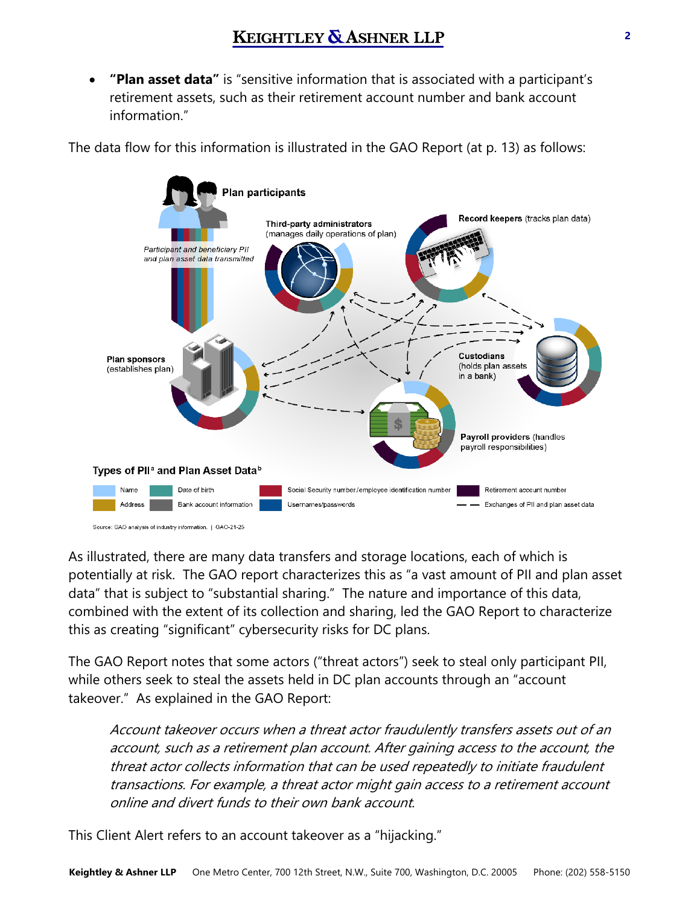- **"Plan asset data"** is "sensitive information that is associated with a participant's retirement assets, such as their retirement account number and bank account information."

The data flow for this information is illustrated in the GAO Report (at p. 13) as follows:

Plan participants

Participant and beneficiary PII and plan asset data transmitted

Third-party administrators (manages daily operations of plan)

Record keepers (tracks plan data)

Plan sponsors (establishes plan)

Custodians (holds plan assets in a bank)

Payroll providers (handles payroll responsibilities)

Types of PII[a] and Plan Asset Data[b]

Name | Date of birth | Social Security number/employee identification number | Retirement account number
Address | Bank account information | Usernames/passwords | Exchanges of PII and plan asset data

Source: GAO analysis of industry information. | GAO-21-25

As illustrated, there are many data transfers and storage locations, each of which is potentially at risk. The GAO report characterizes this as "a vast amount of PII and plan asset data" that is subject to "substantial sharing." The nature and importance of this data, combined with the extent of its collection and sharing, led the GAO Report to characterize this as creating "significant" cybersecurity risks for DC plans.

The GAO Report notes that some actors ("threat actors") seek to steal only participant PII, while others seek to steal the assets held in DC plan accounts through an "account takeover." As explained in the GAO Report:

> *Account takeover occurs when a threat actor fraudulently transfers assets out of an account, such as a retirement plan account. After gaining access to the account, the threat actor collects information that can be used repeatedly to initiate fraudulent transactions. For example, a threat actor might gain access to a retirement account online and divert funds to their own bank account.*

This Client Alert refers to an account takeover as a "hijacking."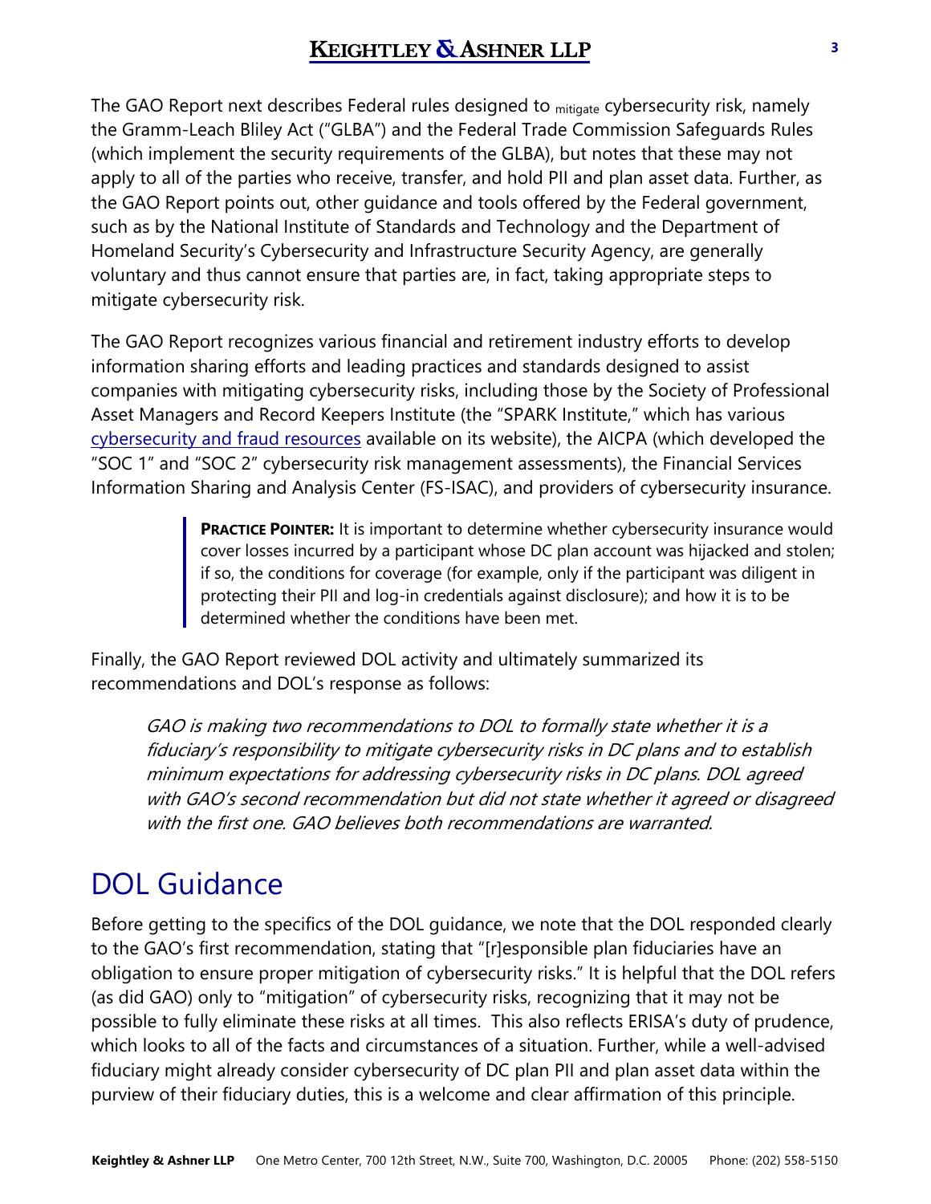The GAO Report next describes Federal rules designed to mitigate cybersecurity risk, namely the Gramm-Leach Bliley Act ("GLBA") and the Federal Trade Commission Safeguards Rules (which implement the security requirements of the GLBA), but notes that these may not apply to all of the parties who receive, transfer, and hold PII and plan asset data. Further, as the GAO Report points out, other guidance and tools offered by the Federal government, such as by the National Institute of Standards and Technology and the Department of Homeland Security's Cybersecurity and Infrastructure Security Agency, are generally voluntary and thus cannot ensure that parties are, in fact, taking appropriate steps to mitigate cybersecurity risk.

The GAO Report recognizes various financial and retirement industry efforts to develop information sharing efforts and leading practices and standards designed to assist companies with mitigating cybersecurity risks, including those by the Society of Professional Asset Managers and Record Keepers Institute (the "SPARK Institute," which has various cybersecurity and fraud resources available on its website), the AICPA (which developed the "SOC 1" and "SOC 2" cybersecurity risk management assessments), the Financial Services Information Sharing and Analysis Center (FS-ISAC), and providers of cybersecurity insurance.

> **PRACTICE POINTER:** It is important to determine whether cybersecurity insurance would cover losses incurred by a participant whose DC plan account was hijacked and stolen; if so, the conditions for coverage (for example, only if the participant was diligent in protecting their PII and log-in credentials against disclosure); and how it is to be determined whether the conditions have been met.

Finally, the GAO Report reviewed DOL activity and ultimately summarized its recommendations and DOL's response as follows:

> *GAO is making two recommendations to DOL to formally state whether it is a fiduciary's responsibility to mitigate cybersecurity risks in DC plans and to establish minimum expectations for addressing cybersecurity risks in DC plans. DOL agreed with GAO's second recommendation but did not state whether it agreed or disagreed with the first one. GAO believes both recommendations are warranted.*

## DOL Guidance

Before getting to the specifics of the DOL guidance, we note that the DOL responded clearly to the GAO's first recommendation, stating that "[r]esponsible plan fiduciaries have an obligation to ensure proper mitigation of cybersecurity risks." It is helpful that the DOL refers (as did GAO) only to "mitigation" of cybersecurity risks, recognizing that it may not be possible to fully eliminate these risks at all times. This also reflects ERISA's duty of prudence, which looks to all of the facts and circumstances of a situation. Further, while a well-advised fiduciary might already consider cybersecurity of DC plan PII and plan asset data within the purview of their fiduciary duties, this is a welcome and clear affirmation of this principle.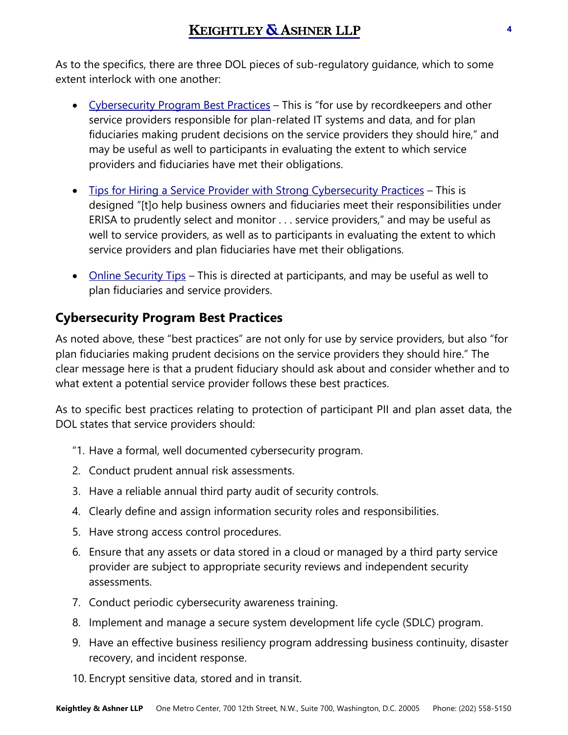As to the specifics, there are three DOL pieces of sub-regulatory guidance, which to some extent interlock with one another:

- [Cybersecurity Program Best Practices]() – This is "for use by recordkeepers and other service providers responsible for plan-related IT systems and data, and for plan fiduciaries making prudent decisions on the service providers they should hire," and may be useful as well to participants in evaluating the extent to which service providers and fiduciaries have met their obligations.

- [Tips for Hiring a Service Provider with Strong Cybersecurity Practices]() – This is designed "[t]o help business owners and fiduciaries meet their responsibilities under ERISA to prudently select and monitor . . . service providers," and may be useful as well to service providers, as well as to participants in evaluating the extent to which service providers and plan fiduciaries have met their obligations.

- [Online Security Tips]() – This is directed at participants, and may be useful as well to plan fiduciaries and service providers.

## Cybersecurity Program Best Practices

As noted above, these "best practices" are not only for use by service providers, but also "for plan fiduciaries making prudent decisions on the service providers they should hire." The clear message here is that a prudent fiduciary should ask about and consider whether and to what extent a potential service provider follows these best practices.

As to specific best practices relating to protection of participant PII and plan asset data, the DOL states that service providers should:

"1. Have a formal, well documented cybersecurity program.
2. Conduct prudent annual risk assessments.
3. Have a reliable annual third party audit of security controls.
4. Clearly define and assign information security roles and responsibilities.
5. Have strong access control procedures.
6. Ensure that any assets or data stored in a cloud or managed by a third party service provider are subject to appropriate security reviews and independent security assessments.
7. Conduct periodic cybersecurity awareness training.
8. Implement and manage a secure system development life cycle (SDLC) program.
9. Have an effective business resiliency program addressing business continuity, disaster recovery, and incident response.
10. Encrypt sensitive data, stored and in transit.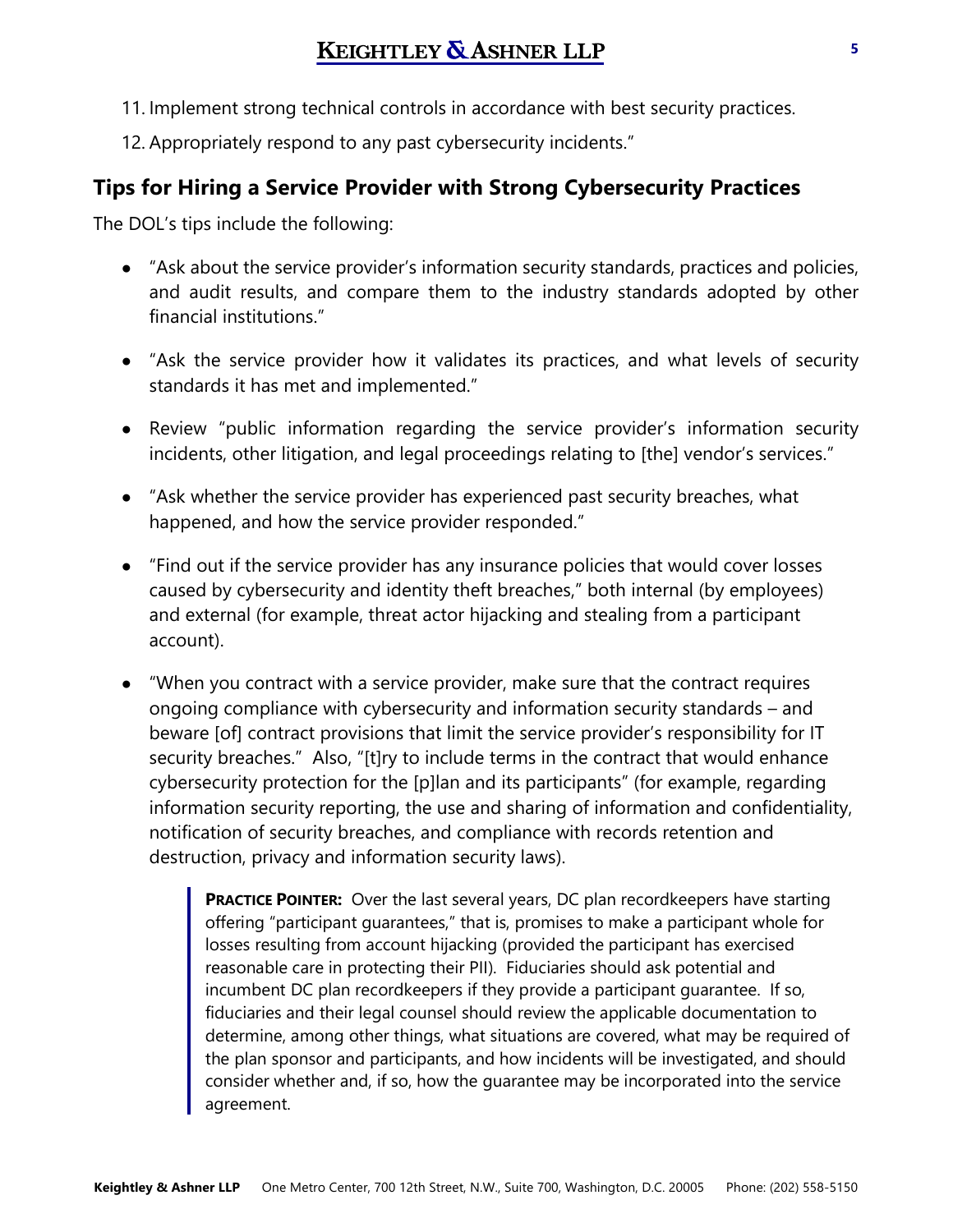11. Implement strong technical controls in accordance with best security practices.
12. Appropriately respond to any past cybersecurity incidents."

## Tips for Hiring a Service Provider with Strong Cybersecurity Practices

The DOL's tips include the following:

- "Ask about the service provider's information security standards, practices and policies, and audit results, and compare them to the industry standards adopted by other financial institutions."
- "Ask the service provider how it validates its practices, and what levels of security standards it has met and implemented."
- Review "public information regarding the service provider's information security incidents, other litigation, and legal proceedings relating to [the] vendor's services."
- "Ask whether the service provider has experienced past security breaches, what happened, and how the service provider responded."
- "Find out if the service provider has any insurance policies that would cover losses caused by cybersecurity and identity theft breaches," both internal (by employees) and external (for example, threat actor hijacking and stealing from a participant account).
- "When you contract with a service provider, make sure that the contract requires ongoing compliance with cybersecurity and information security standards – and beware [of] contract provisions that limit the service provider's responsibility for IT security breaches." Also, "[t]ry to include terms in the contract that would enhance cybersecurity protection for the [p]lan and its participants" (for example, regarding information security reporting, the use and sharing of information and confidentiality, notification of security breaches, and compliance with records retention and destruction, privacy and information security laws).

> **PRACTICE POINTER:** Over the last several years, DC plan recordkeepers have starting offering "participant guarantees," that is, promises to make a participant whole for losses resulting from account hijacking (provided the participant has exercised reasonable care in protecting their PII). Fiduciaries should ask potential and incumbent DC plan recordkeepers if they provide a participant guarantee. If so, fiduciaries and their legal counsel should review the applicable documentation to determine, among other things, what situations are covered, what may be required of the plan sponsor and participants, and how incidents will be investigated, and should consider whether and, if so, how the guarantee may be incorporated into the service agreement.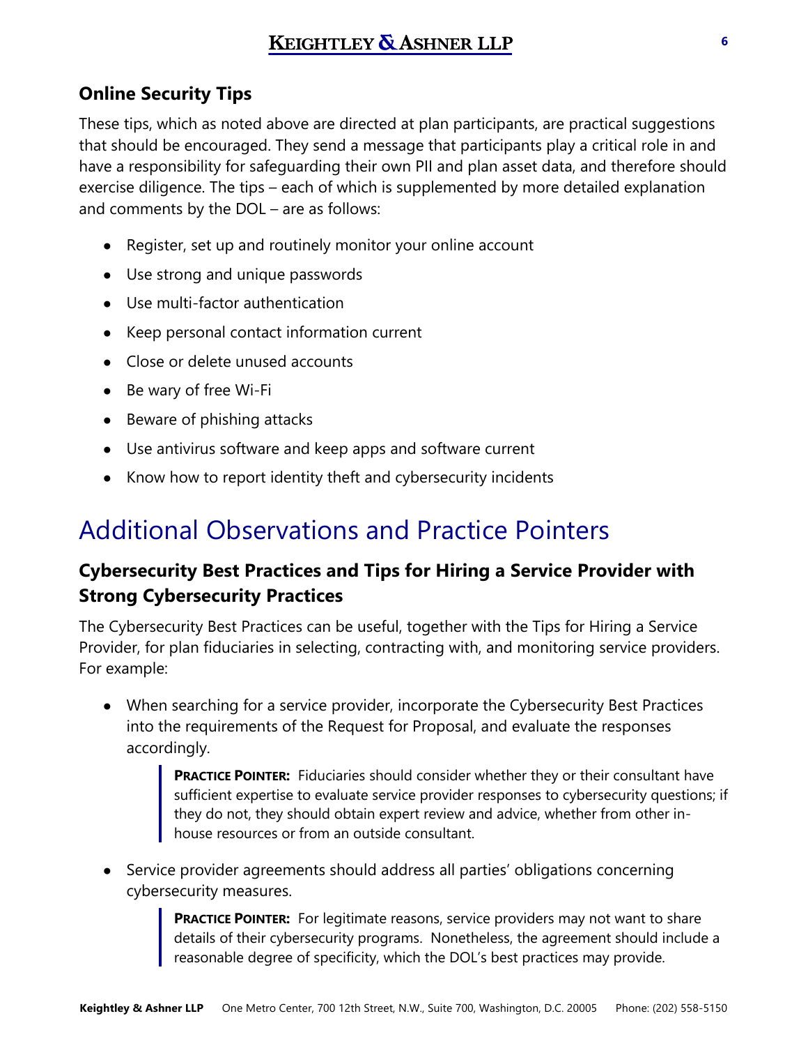### Online Security Tips

These tips, which as noted above are directed at plan participants, are practical suggestions that should be encouraged. They send a message that participants play a critical role in and have a responsibility for safeguarding their own PII and plan asset data, and therefore should exercise diligence. The tips – each of which is supplemented by more detailed explanation and comments by the DOL – are as follows:

- Register, set up and routinely monitor your online account
- Use strong and unique passwords
- Use multi-factor authentication
- Keep personal contact information current
- Close or delete unused accounts
- Be wary of free Wi-Fi
- Beware of phishing attacks
- Use antivirus software and keep apps and software current
- Know how to report identity theft and cybersecurity incidents

## Additional Observations and Practice Pointers

### Cybersecurity Best Practices and Tips for Hiring a Service Provider with Strong Cybersecurity Practices

The Cybersecurity Best Practices can be useful, together with the Tips for Hiring a Service Provider, for plan fiduciaries in selecting, contracting with, and monitoring service providers. For example:

- When searching for a service provider, incorporate the Cybersecurity Best Practices into the requirements of the Request for Proposal, and evaluate the responses accordingly.

  > **Practice Pointer:** Fiduciaries should consider whether they or their consultant have sufficient expertise to evaluate service provider responses to cybersecurity questions; if they do not, they should obtain expert review and advice, whether from other in-house resources or from an outside consultant.

- Service provider agreements should address all parties' obligations concerning cybersecurity measures.

  > **Practice Pointer:** For legitimate reasons, service providers may not want to share details of their cybersecurity programs. Nonetheless, the agreement should include a reasonable degree of specificity, which the DOL's best practices may provide.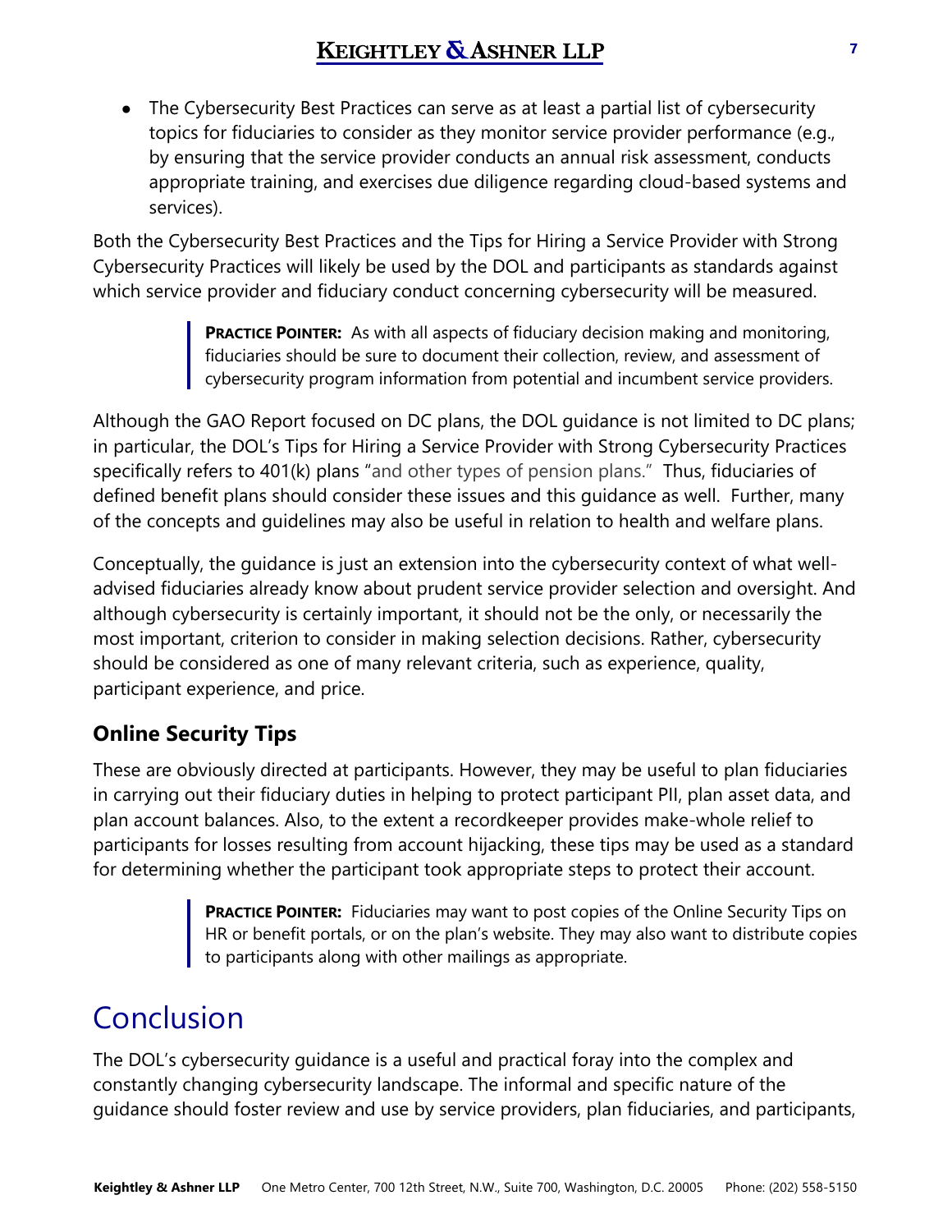- The Cybersecurity Best Practices can serve as at least a partial list of cybersecurity topics for fiduciaries to consider as they monitor service provider performance (e.g., by ensuring that the service provider conducts an annual risk assessment, conducts appropriate training, and exercises due diligence regarding cloud-based systems and services).

Both the Cybersecurity Best Practices and the Tips for Hiring a Service Provider with Strong Cybersecurity Practices will likely be used by the DOL and participants as standards against which service provider and fiduciary conduct concerning cybersecurity will be measured.

> **PRACTICE POINTER:** As with all aspects of fiduciary decision making and monitoring, fiduciaries should be sure to document their collection, review, and assessment of cybersecurity program information from potential and incumbent service providers.

Although the GAO Report focused on DC plans, the DOL guidance is not limited to DC plans; in particular, the DOL's Tips for Hiring a Service Provider with Strong Cybersecurity Practices specifically refers to 401(k) plans "and other types of pension plans." Thus, fiduciaries of defined benefit plans should consider these issues and this guidance as well. Further, many of the concepts and guidelines may also be useful in relation to health and welfare plans.

Conceptually, the guidance is just an extension into the cybersecurity context of what well-advised fiduciaries already know about prudent service provider selection and oversight. And although cybersecurity is certainly important, it should not be the only, or necessarily the most important, criterion to consider in making selection decisions. Rather, cybersecurity should be considered as one of many relevant criteria, such as experience, quality, participant experience, and price.

### Online Security Tips

These are obviously directed at participants. However, they may be useful to plan fiduciaries in carrying out their fiduciary duties in helping to protect participant PII, plan asset data, and plan account balances. Also, to the extent a recordkeeper provides make-whole relief to participants for losses resulting from account hijacking, these tips may be used as a standard for determining whether the participant took appropriate steps to protect their account.

> **PRACTICE POINTER:** Fiduciaries may want to post copies of the Online Security Tips on HR or benefit portals, or on the plan's website. They may also want to distribute copies to participants along with other mailings as appropriate.

## Conclusion

The DOL's cybersecurity guidance is a useful and practical foray into the complex and constantly changing cybersecurity landscape. The informal and specific nature of the guidance should foster review and use by service providers, plan fiduciaries, and participants,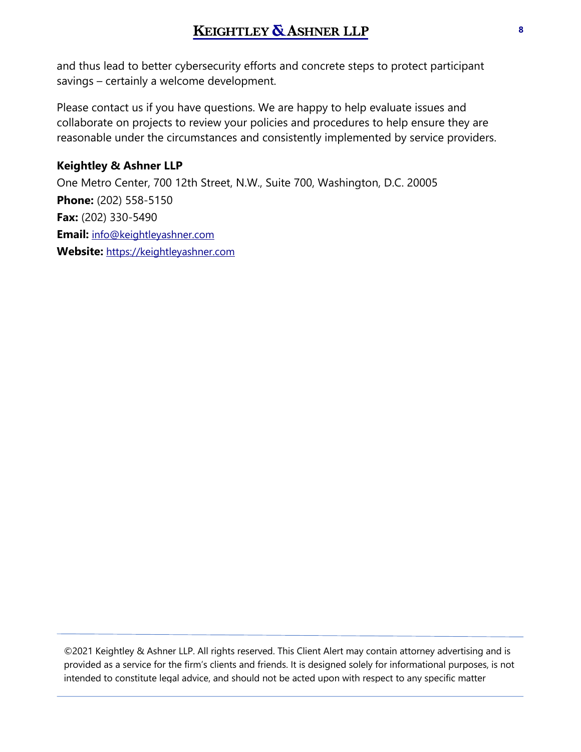and thus lead to better cybersecurity efforts and concrete steps to protect participant savings – certainly a welcome development.

Please contact us if you have questions. We are happy to help evaluate issues and collaborate on projects to review your policies and procedures to help ensure they are reasonable under the circumstances and consistently implemented by service providers.

**Keightley & Ashner LLP**

One Metro Center, 700 12th Street, N.W., Suite 700, Washington, D.C. 20005

**Phone:** (202) 558-5150

**Fax:** (202) 330-5490

**Email:** info@keightleyashner.com

**Website:** https://keightleyashner.com

©2021 Keightley & Ashner LLP. All rights reserved. This Client Alert may contain attorney advertising and is provided as a service for the firm's clients and friends. It is designed solely for informational purposes, is not intended to constitute legal advice, and should not be acted upon with respect to any specific matter